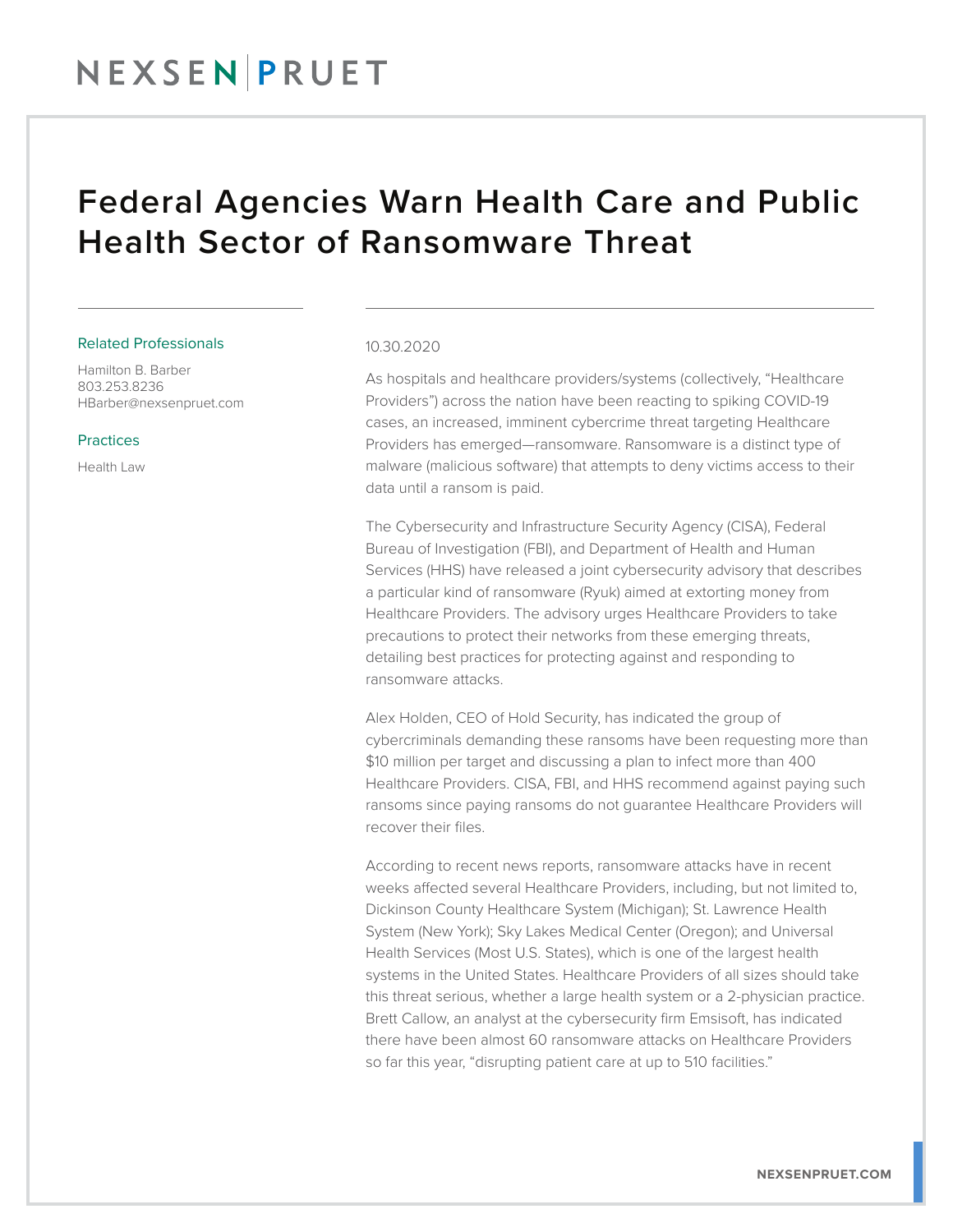# Federal Agencies Warn Health Care and Public Health Sector of Ransomware Threat

### Related Professionals

Hamilton B. Barber
803.253.8236
HBarber@nexsenpruet.com

### Practices

Health Law

10.30.2020

As hospitals and healthcare providers/systems (collectively, "Healthcare Providers") across the nation have been reacting to spiking COVID-19 cases, an increased, imminent cybercrime threat targeting Healthcare Providers has emerged—ransomware. Ransomware is a distinct type of malware (malicious software) that attempts to deny victims access to their data until a ransom is paid.

The Cybersecurity and Infrastructure Security Agency (CISA), Federal Bureau of Investigation (FBI), and Department of Health and Human Services (HHS) have released a joint cybersecurity advisory that describes a particular kind of ransomware (Ryuk) aimed at extorting money from Healthcare Providers. The advisory urges Healthcare Providers to take precautions to protect their networks from these emerging threats, detailing best practices for protecting against and responding to ransomware attacks.

Alex Holden, CEO of Hold Security, has indicated the group of cybercriminals demanding these ransoms have been requesting more than $10 million per target and discussing a plan to infect more than 400 Healthcare Providers. CISA, FBI, and HHS recommend against paying such ransoms since paying ransoms do not guarantee Healthcare Providers will recover their files.

According to recent news reports, ransomware attacks have in recent weeks affected several Healthcare Providers, including, but not limited to, Dickinson County Healthcare System (Michigan); St. Lawrence Health System (New York); Sky Lakes Medical Center (Oregon); and Universal Health Services (Most U.S. States), which is one of the largest health systems in the United States. Healthcare Providers of all sizes should take this threat serious, whether a large health system or a 2-physician practice. Brett Callow, an analyst at the cybersecurity firm Emsisoft, has indicated there have been almost 60 ransomware attacks on Healthcare Providers so far this year, "disrupting patient care at up to 510 facilities."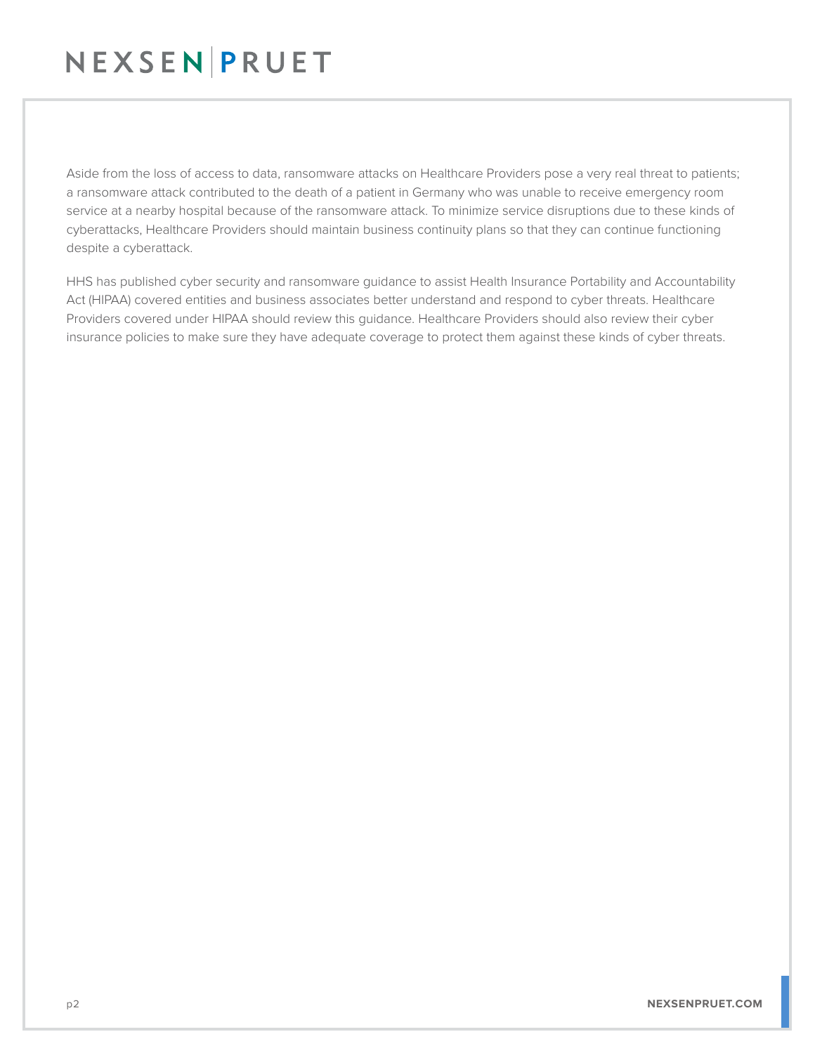Aside from the loss of access to data, ransomware attacks on Healthcare Providers pose a very real threat to patients; a ransomware attack contributed to the death of a patient in Germany who was unable to receive emergency room service at a nearby hospital because of the ransomware attack. To minimize service disruptions due to these kinds of cyberattacks, Healthcare Providers should maintain business continuity plans so that they can continue functioning despite a cyberattack.

HHS has published cyber security and ransomware guidance to assist Health Insurance Portability and Accountability Act (HIPAA) covered entities and business associates better understand and respond to cyber threats. Healthcare Providers covered under HIPAA should review this guidance. Healthcare Providers should also review their cyber insurance policies to make sure they have adequate coverage to protect them against these kinds of cyber threats.